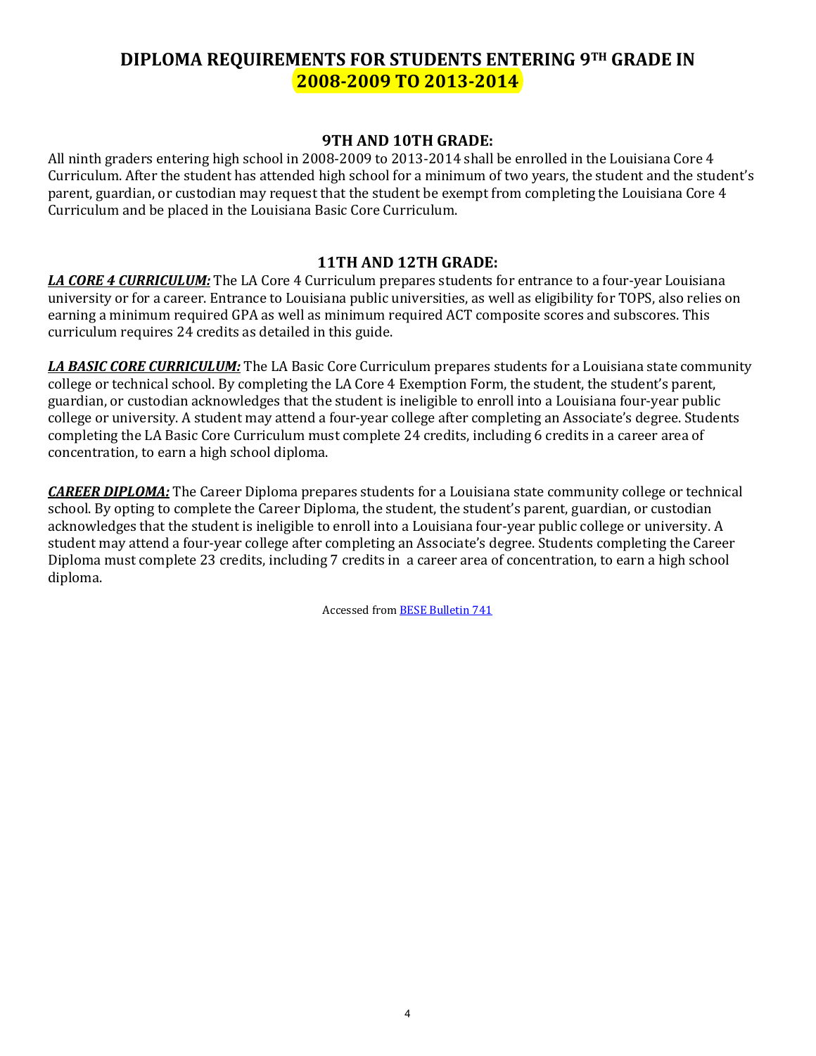# DIPLOMA REQUIREMENTS FOR STUDENTS ENTERING 9TH GRADE IN 2008-2009 TO 2013-2014

## 9TH AND 10TH GRADE:

All ninth graders entering high school in 2008-2009 to 2013-2014 shall be enrolled in the Louisiana Core 4 Curriculum. After the student has attended high school for a minimum of two years, the student and the student's parent, guardian, or custodian may request that the student be exempt from completing the Louisiana Core 4 Curriculum and be placed in the Louisiana Basic Core Curriculum.

## 11TH AND 12TH GRADE:

***LA CORE 4 CURRICULUM:*** The LA Core 4 Curriculum prepares students for entrance to a four-year Louisiana university or for a career. Entrance to Louisiana public universities, as well as eligibility for TOPS, also relies on earning a minimum required GPA as well as minimum required ACT composite scores and subscores. This curriculum requires 24 credits as detailed in this guide.

***LA BASIC CORE CURRICULUM:*** The LA Basic Core Curriculum prepares students for a Louisiana state community college or technical school. By completing the LA Core 4 Exemption Form, the student, the student's parent, guardian, or custodian acknowledges that the student is ineligible to enroll into a Louisiana four-year public college or university. A student may attend a four-year college after completing an Associate's degree. Students completing the LA Basic Core Curriculum must complete 24 credits, including 6 credits in a career area of concentration, to earn a high school diploma.

***CAREER DIPLOMA:*** The Career Diploma prepares students for a Louisiana state community college or technical school. By opting to complete the Career Diploma, the student, the student's parent, guardian, or custodian acknowledges that the student is ineligible to enroll into a Louisiana four-year public college or university. A student may attend a four-year college after completing an Associate's degree. Students completing the Career Diploma must complete 23 credits, including 7 credits in a career area of concentration, to earn a high school diploma.

Accessed from BESE Bulletin 741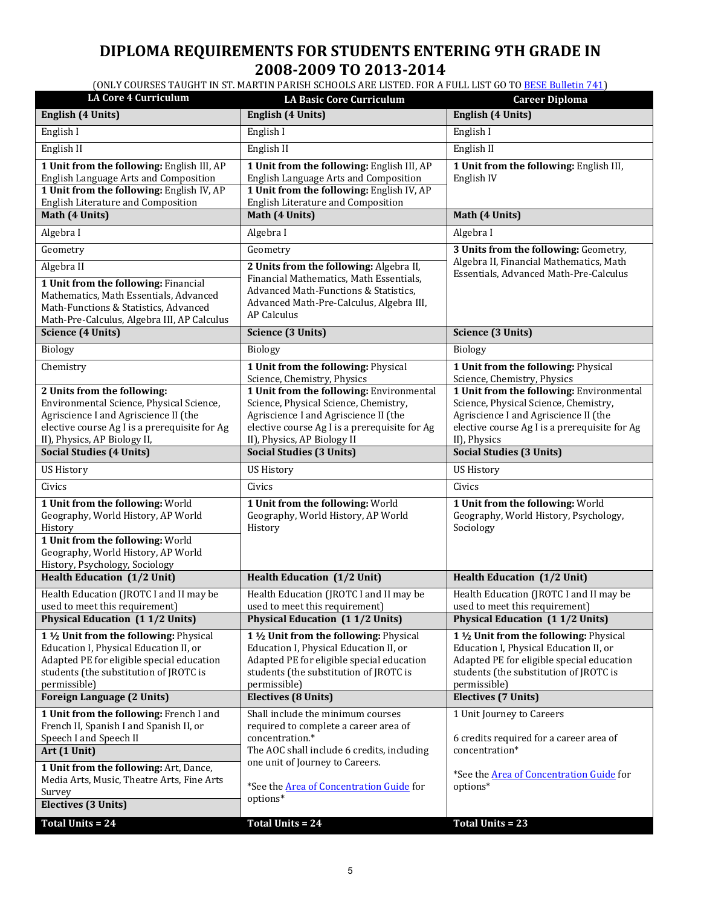# DIPLOMA REQUIREMENTS FOR STUDENTS ENTERING 9TH GRADE IN 2008-2009 TO 2013-2014

(ONLY COURSES TAUGHT IN ST. MARTIN PARISH SCHOOLS ARE LISTED. FOR A FULL LIST GO TO BESE Bulletin 741)

| LA Core 4 Curriculum | LA Basic Core Curriculum | Career Diploma |
|---|---|---|
| **English (4 Units)** | **English (4 Units)** | **English (4 Units)** |
| English I | English I | English I |
| English II | English II | English II |
| **1 Unit from the following:** English III, AP English Language Arts and Composition<br>**1 Unit from the following:** English IV, AP English Literature and Composition | **1 Unit from the following:** English III, AP English Language Arts and Composition<br>**1 Unit from the following:** English IV, AP English Literature and Composition | **1 Unit from the following:** English III, English IV |
| **Math (4 Units)** | **Math (4 Units)** | **Math (4 Units)** |
| Algebra I | Algebra I | Algebra I |
| Geometry<br>Algebra II<br>**1 Unit from the following:** Financial Mathematics, Math Essentials, Advanced Math-Functions & Statistics, Advanced Math-Pre-Calculus, Algebra III, AP Calculus | Geometry<br>**2 Units from the following:** Algebra II, Financial Mathematics, Math Essentials, Advanced Math-Functions & Statistics, Advanced Math-Pre-Calculus, Algebra III, AP Calculus | **3 Units from the following:** Geometry, Algebra II, Financial Mathematics, Math Essentials, Advanced Math-Pre-Calculus |
| **Science (4 Units)** | **Science (3 Units)** | **Science (3 Units)** |
| Biology | Biology | Biology |
| Chemistry | **1 Unit from the following:** Physical Science, Chemistry, Physics | **1 Unit from the following:** Physical Science, Chemistry, Physics |
| **2 Units from the following:** Environmental Science, Physical Science, Agriscience I and Agriscience II (the elective course Ag I is a prerequisite for Ag II), Physics, AP Biology II, | **1 Unit from the following:** Environmental Science, Physical Science, Chemistry, Agriscience I and Agriscience II (the elective course Ag I is a prerequisite for Ag II), Physics, AP Biology II | **1 Unit from the following:** Environmental Science, Physical Science, Chemistry, Agriscience I and Agriscience II (the elective course Ag I is a prerequisite for Ag II), Physics |
| **Social Studies (4 Units)** | **Social Studies (3 Units)** | **Social Studies (3 Units)** |
| US History | US History | US History |
| Civics | Civics | Civics |
| **1 Unit from the following:** World Geography, World History, AP World History<br>**1 Unit from the following:** World Geography, World History, AP World History, Psychology, Sociology | **1 Unit from the following:** World Geography, World History, AP World History | **1 Unit from the following:** World Geography, World History, Psychology, Sociology |
| **Health Education (1/2 Unit)** | **Health Education (1/2 Unit)** | **Health Education (1/2 Unit)** |
| Health Education (JROTC I and II may be used to meet this requirement) | Health Education (JROTC I and II may be used to meet this requirement) | Health Education (JROTC I and II may be used to meet this requirement) |
| **Physical Education (1 1/2 Units)** | **Physical Education (1 1/2 Units)** | **Physical Education (1 1/2 Units)** |
| **1 ½ Unit from the following:** Physical Education I, Physical Education II, or Adapted PE for eligible special education students (the substitution of JROTC is permissible) | **1 ½ Unit from the following:** Physical Education I, Physical Education II, or Adapted PE for eligible special education students (the substitution of JROTC is permissible) | **1 ½ Unit from the following:** Physical Education I, Physical Education II, or Adapted PE for eligible special education students (the substitution of JROTC is permissible) |
| **Foreign Language (2 Units)** | **Electives (8 Units)** | **Electives (7 Units)** |
| **1 Unit from the following:** French I and French II, Spanish I and Spanish II, or Speech I and Speech II<br>**Art (1 Unit)**<br>**1 Unit from the following:** Art, Dance, Media Arts, Music, Theatre Arts, Fine Arts Survey<br>**Electives (3 Units)** | Shall include the minimum courses required to complete a career area of concentration.*<br>The AOC shall include 6 credits, including one unit of Journey to Careers.<br><br>*See the Area of Concentration Guide for options* | 1 Unit Journey to Careers<br><br>6 credits required for a career area of concentration*<br><br>*See the Area of Concentration Guide for options* |
| **Total Units = 24** | **Total Units = 24** | **Total Units = 23** |